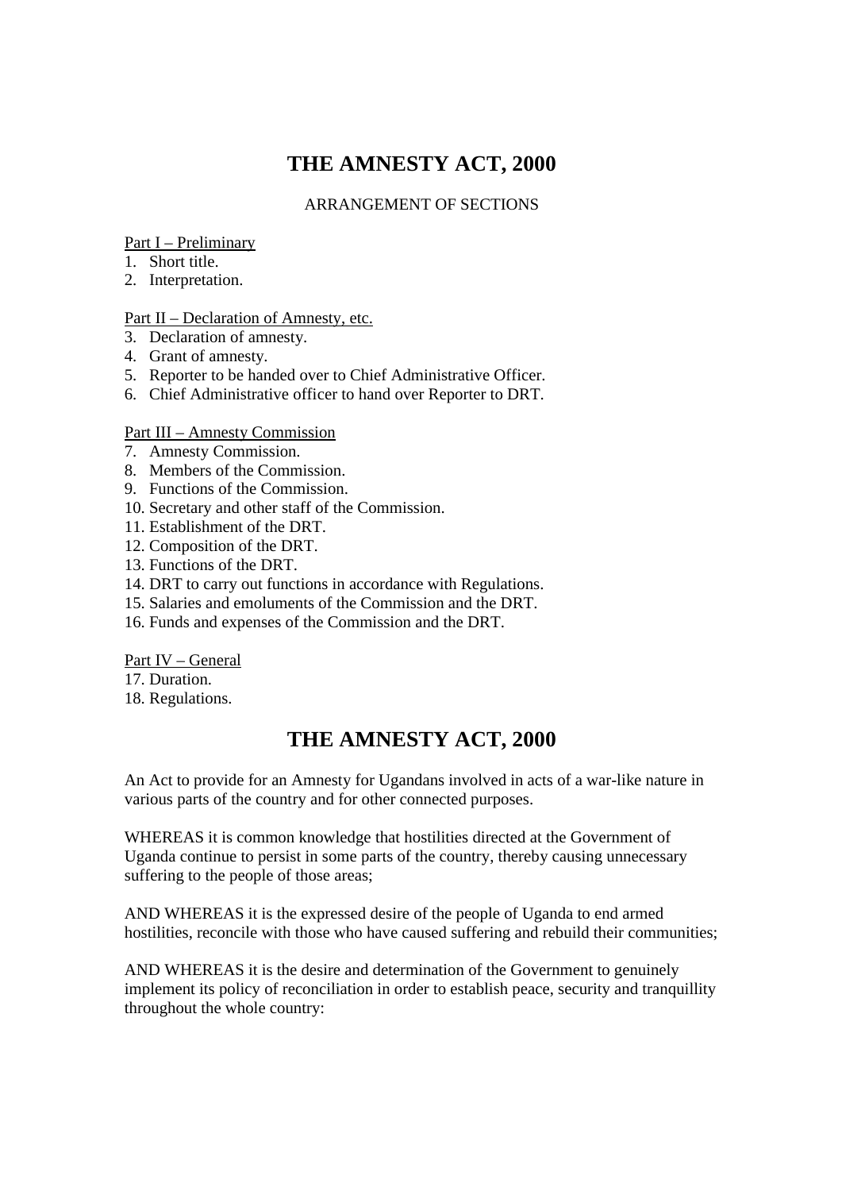# THE AMNESTY ACT, 2000

ARRANGEMENT OF SECTIONS

Part I – Preliminary

1. Short title.
2. Interpretation.

Part II – Declaration of Amnesty, etc.

3. Declaration of amnesty.
4. Grant of amnesty.
5. Reporter to be handed over to Chief Administrative Officer.
6. Chief Administrative officer to hand over Reporter to DRT.

Part III – Amnesty Commission

7. Amnesty Commission.
8. Members of the Commission.
9. Functions of the Commission.
10. Secretary and other staff of the Commission.
11. Establishment of the DRT.
12. Composition of the DRT.
13. Functions of the DRT.
14. DRT to carry out functions in accordance with Regulations.
15. Salaries and emoluments of the Commission and the DRT.
16. Funds and expenses of the Commission and the DRT.

Part IV – General

17. Duration.
18. Regulations.

# THE AMNESTY ACT, 2000

An Act to provide for an Amnesty for Ugandans involved in acts of a war-like nature in various parts of the country and for other connected purposes.

WHEREAS it is common knowledge that hostilities directed at the Government of Uganda continue to persist in some parts of the country, thereby causing unnecessary suffering to the people of those areas;

AND WHEREAS it is the expressed desire of the people of Uganda to end armed hostilities, reconcile with those who have caused suffering and rebuild their communities;

AND WHEREAS it is the desire and determination of the Government to genuinely implement its policy of reconciliation in order to establish peace, security and tranquillity throughout the whole country: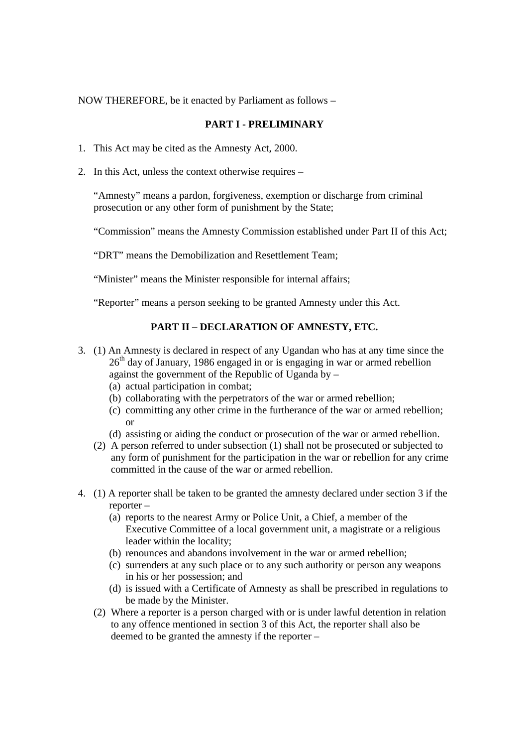NOW THEREFORE, be it enacted by Parliament as follows –

**PART I - PRELIMINARY**

1. This Act may be cited as the Amnesty Act, 2000.

2. In this Act, unless the context otherwise requires –

   "Amnesty" means a pardon, forgiveness, exemption or discharge from criminal prosecution or any other form of punishment by the State;

   "Commission" means the Amnesty Commission established under Part II of this Act;

   "DRT" means the Demobilization and Resettlement Team;

   "Minister" means the Minister responsible for internal affairs;

   "Reporter" means a person seeking to be granted Amnesty under this Act.

**PART II – DECLARATION OF AMNESTY, ETC.**

3. (1) An Amnesty is declared in respect of any Ugandan who has at any time since the 26th day of January, 1986 engaged in or is engaging in war or armed rebellion against the government of the Republic of Uganda by –
   (a) actual participation in combat;
   (b) collaborating with the perpetrators of the war or armed rebellion;
   (c) committing any other crime in the furtherance of the war or armed rebellion; or
   (d) assisting or aiding the conduct or prosecution of the war or armed rebellion.

   (2) A person referred to under subsection (1) shall not be prosecuted or subjected to any form of punishment for the participation in the war or rebellion for any crime committed in the cause of the war or armed rebellion.

4. (1) A reporter shall be taken to be granted the amnesty declared under section 3 if the reporter –
   (a) reports to the nearest Army or Police Unit, a Chief, a member of the Executive Committee of a local government unit, a magistrate or a religious leader within the locality;
   (b) renounces and abandons involvement in the war or armed rebellion;
   (c) surrenders at any such place or to any such authority or person any weapons in his or her possession; and
   (d) is issued with a Certificate of Amnesty as shall be prescribed in regulations to be made by the Minister.

   (2) Where a reporter is a person charged with or is under lawful detention in relation to any offence mentioned in section 3 of this Act, the reporter shall also be deemed to be granted the amnesty if the reporter –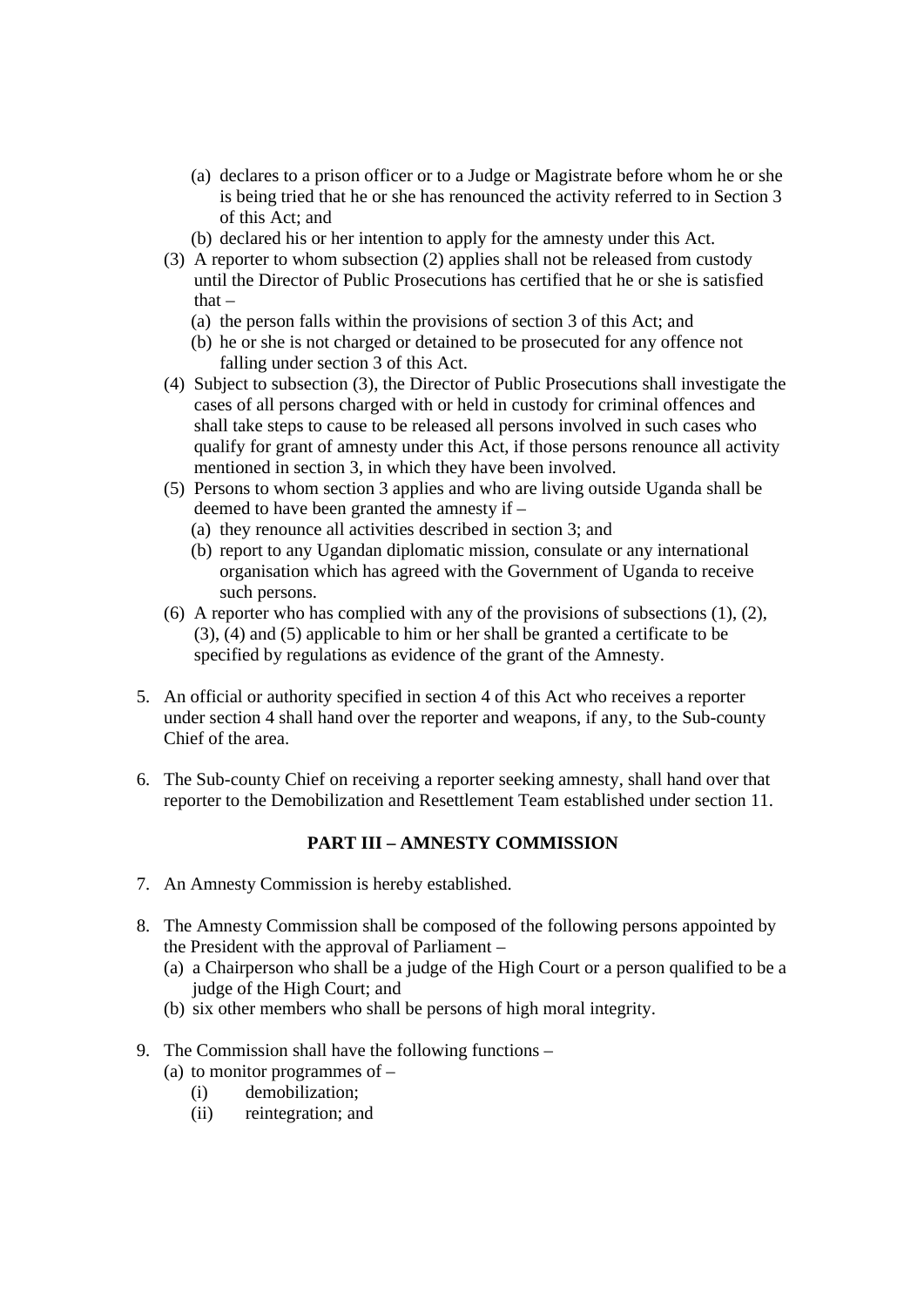(a) declares to a prison officer or to a Judge or Magistrate before whom he or she is being tried that he or she has renounced the activity referred to in Section 3 of this Act; and
   (b) declared his or her intention to apply for the amnesty under this Act.

(3) A reporter to whom subsection (2) applies shall not be released from custody until the Director of Public Prosecutions has certified that he or she is satisfied that –
   (a) the person falls within the provisions of section 3 of this Act; and
   (b) he or she is not charged or detained to be prosecuted for any offence not falling under section 3 of this Act.

(4) Subject to subsection (3), the Director of Public Prosecutions shall investigate the cases of all persons charged with or held in custody for criminal offences and shall take steps to cause to be released all persons involved in such cases who qualify for grant of amnesty under this Act, if those persons renounce all activity mentioned in section 3, in which they have been involved.

(5) Persons to whom section 3 applies and who are living outside Uganda shall be deemed to have been granted the amnesty if –
   (a) they renounce all activities described in section 3; and
   (b) report to any Ugandan diplomatic mission, consulate or any international organisation which has agreed with the Government of Uganda to receive such persons.

(6) A reporter who has complied with any of the provisions of subsections (1), (2), (3), (4) and (5) applicable to him or her shall be granted a certificate to be specified by regulations as evidence of the grant of the Amnesty.

5. An official or authority specified in section 4 of this Act who receives a reporter under section 4 shall hand over the reporter and weapons, if any, to the Sub-county Chief of the area.

6. The Sub-county Chief on receiving a reporter seeking amnesty, shall hand over that reporter to the Demobilization and Resettlement Team established under section 11.

## PART III – AMNESTY COMMISSION

7. An Amnesty Commission is hereby established.

8. The Amnesty Commission shall be composed of the following persons appointed by the President with the approval of Parliament –
   (a) a Chairperson who shall be a judge of the High Court or a person qualified to be a judge of the High Court; and
   (b) six other members who shall be persons of high moral integrity.

9. The Commission shall have the following functions –
   (a) to monitor programmes of –
      (i) demobilization;
      (ii) reintegration; and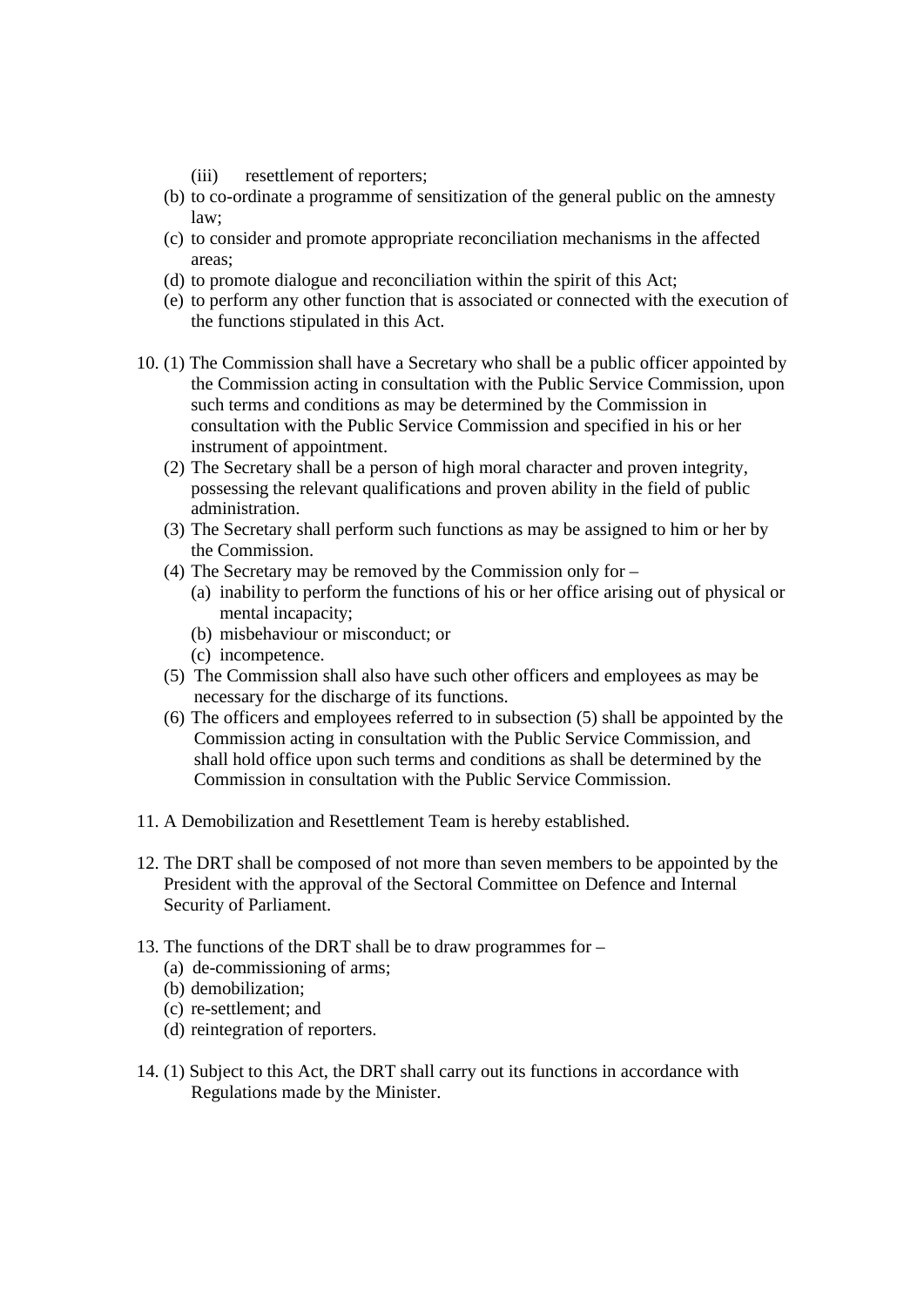(iii) resettlement of reporters;

(b) to co-ordinate a programme of sensitization of the general public on the amnesty law;

(c) to consider and promote appropriate reconciliation mechanisms in the affected areas;

(d) to promote dialogue and reconciliation within the spirit of this Act;

(e) to perform any other function that is associated or connected with the execution of the functions stipulated in this Act.

10. (1) The Commission shall have a Secretary who shall be a public officer appointed by the Commission acting in consultation with the Public Service Commission, upon such terms and conditions as may be determined by the Commission in consultation with the Public Service Commission and specified in his or her instrument of appointment.

(2) The Secretary shall be a person of high moral character and proven integrity, possessing the relevant qualifications and proven ability in the field of public administration.

(3) The Secretary shall perform such functions as may be assigned to him or her by the Commission.

(4) The Secretary may be removed by the Commission only for –

(a) inability to perform the functions of his or her office arising out of physical or mental incapacity;

(b) misbehaviour or misconduct; or

(c) incompetence.

(5) The Commission shall also have such other officers and employees as may be necessary for the discharge of its functions.

(6) The officers and employees referred to in subsection (5) shall be appointed by the Commission acting in consultation with the Public Service Commission, and shall hold office upon such terms and conditions as shall be determined by the Commission in consultation with the Public Service Commission.

11. A Demobilization and Resettlement Team is hereby established.

12. The DRT shall be composed of not more than seven members to be appointed by the President with the approval of the Sectoral Committee on Defence and Internal Security of Parliament.

13. The functions of the DRT shall be to draw programmes for –

(a) de-commissioning of arms;

(b) demobilization;

(c) re-settlement; and

(d) reintegration of reporters.

14. (1) Subject to this Act, the DRT shall carry out its functions in accordance with Regulations made by the Minister.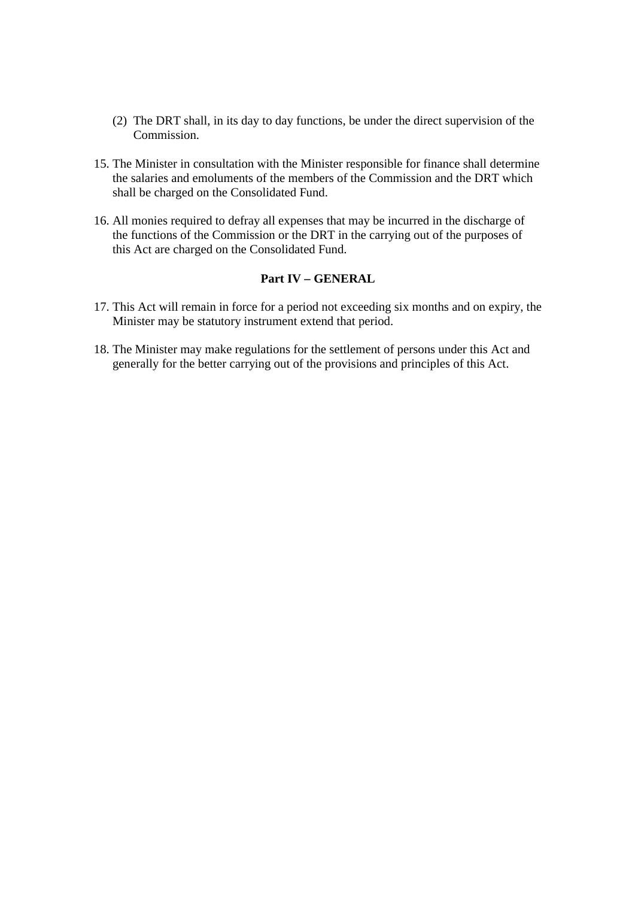(2) The DRT shall, in its day to day functions, be under the direct supervision of the Commission.

15. The Minister in consultation with the Minister responsible for finance shall determine the salaries and emoluments of the members of the Commission and the DRT which shall be charged on the Consolidated Fund.

16. All monies required to defray all expenses that may be incurred in the discharge of the functions of the Commission or the DRT in the carrying out of the purposes of this Act are charged on the Consolidated Fund.

**Part IV – GENERAL**

17. This Act will remain in force for a period not exceeding six months and on expiry, the Minister may be statutory instrument extend that period.

18. The Minister may make regulations for the settlement of persons under this Act and generally for the better carrying out of the provisions and principles of this Act.